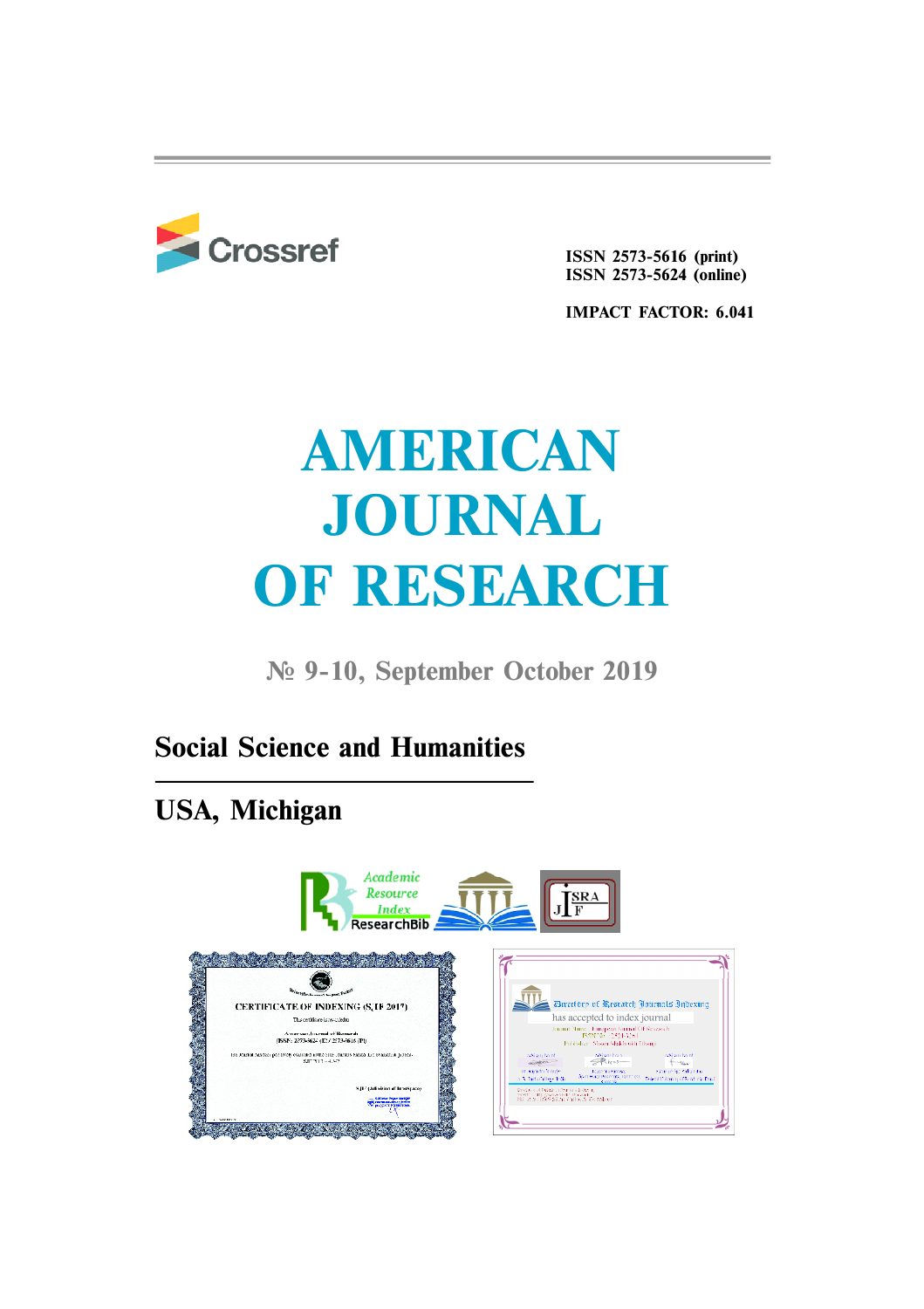Crossref

ISSN 2573-5616 (print)
ISSN 2573-5624 (online)

IMPACT FACTOR: 6.041

# AMERICAN JOURNAL OF RESEARCH

№ 9-10, September October 2019

## Social Science and Humanities

## USA, Michigan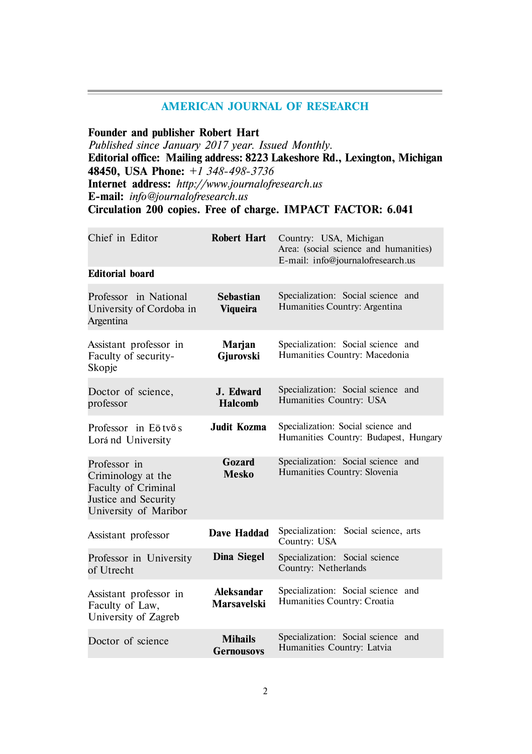## AMERICAN JOURNAL OF RESEARCH

**Founder and publisher Robert Hart**
*Published since January 2017 year. Issued Monthly.*
**Editorial office: Mailing address: 8223 Lakeshore Rd., Lexington, Michigan 48450, USA Phone:** *+1 348-498-3736*
**Internet address:** *http://www.journalofresearch.us*
**E-mail:** *info@journalofresearch.us*
**Circulation 200 copies. Free of charge. IMPACT FACTOR: 6.041**

| | | |
|---|---|---|
| Chief in Editor | **Robert Hart** | Country: USA, Michigan<br>Area: (social science and humanities)<br>E-mail: info@journalofresearch.us |
| **Editorial board** | | |
| Professor in National University of Cordoba in Argentina | **Sebastian Viqueira** | Specialization: Social science and Humanities Country: Argentina |
| Assistant professor in Faculty of security-Skopje | **Marjan Gjurovski** | Specialization: Social science and Humanities Country: Macedonia |
| Doctor of science, professor | **J. Edward Halcomb** | Specialization: Social science and Humanities Country: USA |
| Professor in Eötvös Loránd University | **Judit Kozma** | Specialization: Social science and Humanities Country: Budapest, Hungary |
| Professor in Criminology at the Faculty of Criminal Justice and Security University of Maribor | **Gozard Mesko** | Specialization: Social science and Humanities Country: Slovenia |
| Assistant professor | **Dave Haddad** | Specialization: Social science, arts Country: USA |
| Professor in University of Utrecht | **Dina Siegel** | Specialization: Social science Country: Netherlands |
| Assistant professor in Faculty of Law, University of Zagreb | **Aleksandar Marsavelski** | Specialization: Social science and Humanities Country: Croatia |
| Doctor of science | **Mihails Gernousovs** | Specialization: Social science and Humanities Country: Latvia |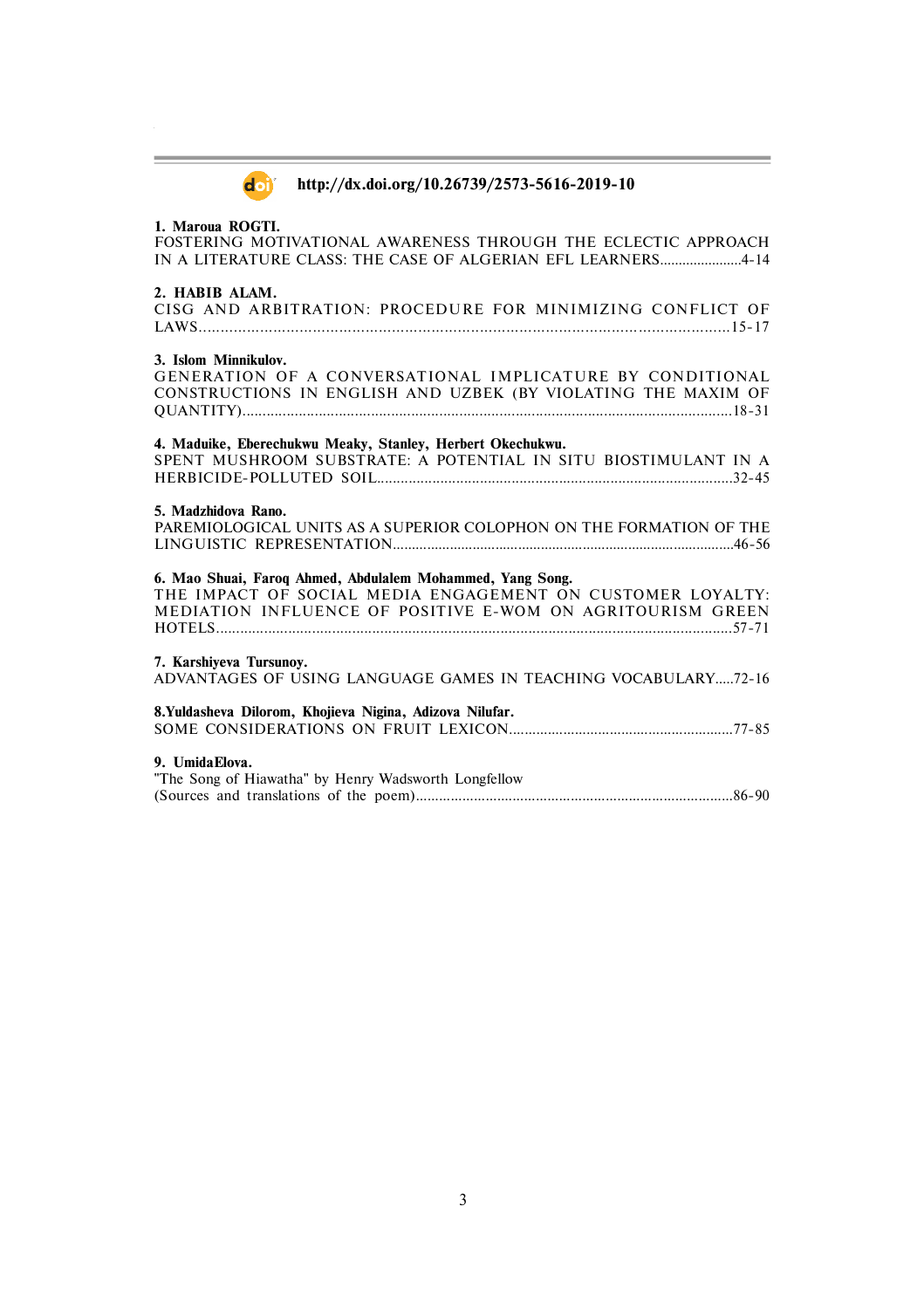http://dx.doi.org/10.26739/2573-5616-2019-10

**1. Maroua ROGTI.**
FOSTERING MOTIVATIONAL AWARENESS THROUGH THE ECLECTIC APPROACH IN A LITERATURE CLASS: THE CASE OF ALGERIAN EFL LEARNERS......................4-14

**2. HABIB ALAM.**
CISG AND ARBITRATION: PROCEDURE FOR MINIMIZING CONFLICT OF LAWS.............................................................................................................................15-17

**3. Islom Minnikulov.**
GENERATION OF A CONVERSATIONAL IMPLICATURE BY CONDITIONAL CONSTRUCTIONS IN ENGLISH AND UZBEK (BY VIOLATING THE MAXIM OF QUANTITY)...........................................................................................................................18-31

**4. Maduike, Eberechukwu Meaky, Stanley, Herbert Okechukwu.**
SPENT MUSHROOM SUBSTRATE: A POTENTIAL IN SITU BIOSTIMULANT IN A HERBICIDE-POLLUTED SOIL..........................................................................................32-45

**5. Madzhidova Rano.**
PAREMIOLOGICAL UNITS AS A SUPERIOR COLOPHON ON THE FORMATION OF THE LINGUISTIC REPRESENTATION.........................................................................................46-56

**6. Mao Shuai, Faroq Ahmed, Abdulalem Mohammed, Yang Song.**
THE IMPACT OF SOCIAL MEDIA ENGAGEMENT ON CUSTOMER LOYALTY: MEDIATION INFLUENCE OF POSITIVE E-WOM ON AGRITOURISM GREEN HOTELS...................................................................................................................................57-71

**7. Karshiyeva Tursunoy.**
ADVANTAGES OF USING LANGUAGE GAMES IN TEACHING VOCABULARY.....72-16

**8.Yuldasheva Dilorom, Khojieva Nigina, Adizova Nilufar.**
SOME CONSIDERATIONS ON FRUIT LEXICON..........................................................77-85

**9. UmidaElova.**
"The Song of Hiawatha" by Henry Wadsworth Longfellow
(Sources and translations of the poem).................................................................................86-90